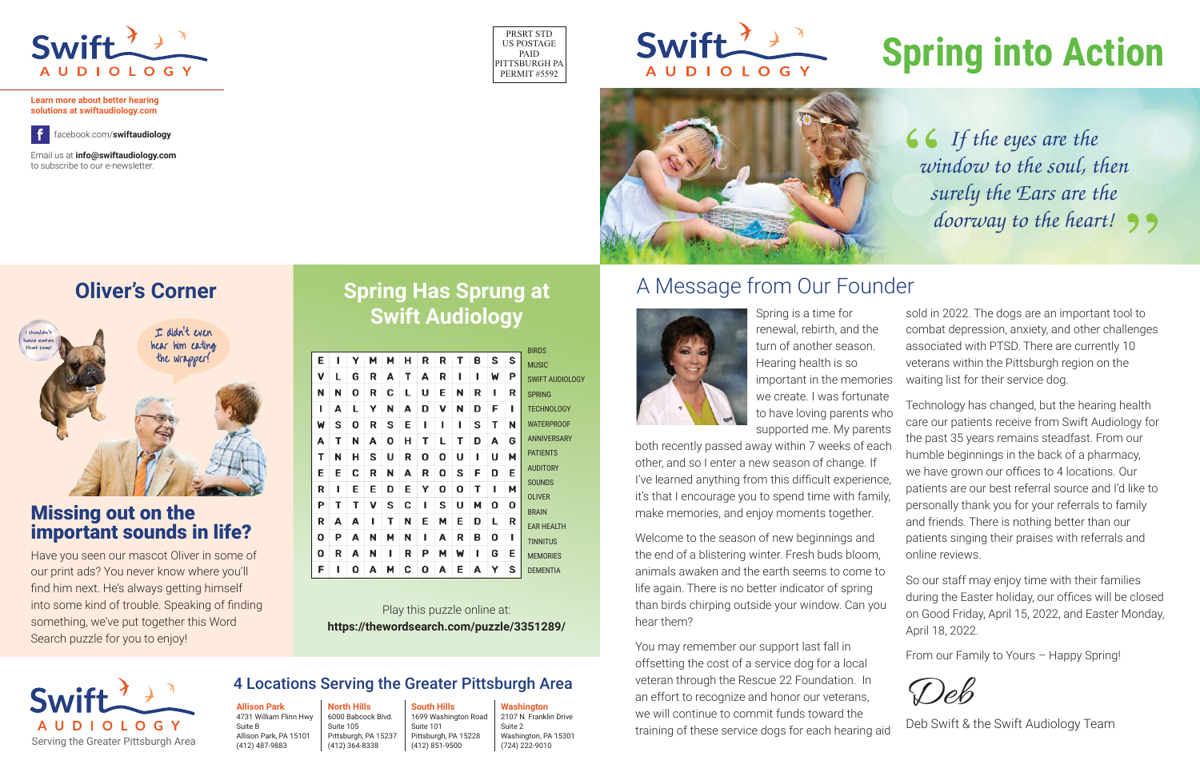Swift AUDIOLOGY

**Learn more about better hearing solutions at swiftaudiology.com**

facebook.com/**swiftaudiology**

Email us at **info@swiftaudiology.com** to subscribe to our e-newsletter.

PRSRT STD
US POSTAGE
PAID
PITTSBURGH PA
PERMIT #5592

Swift AUDIOLOGY

# Spring into Action

*"If the eyes are the window to the soul, then surely the Ears are the doorway to the heart!"*

## Oliver's Corner

I shouldn't have eaten that soap!

I didn't even hear him eating the wrapper!

### Missing out on the important sounds in life?

Have you seen our mascot Oliver in some of our print ads? You never know where you'll find him next. He's always getting himself into some kind of trouble. Speaking of finding something, we've put together this Word Search puzzle for you to enjoy!

## Spring Has Sprung at Swift Audiology

```
E I Y M M H R R T B S S
V L G R A T A R I I W P
N N O R C L U E N R I R
I A L Y N A D V N D F I
W S O R S E I I I S T N
A T N A O H T L T D A G
T N H S U R O O U I U M
E E C R N A R O S F D E
R I E E D E Y O O T I M
P T T V S C I S U M O O
R A A I T N E M E D L R
O P A N M N I A R B O I
O R A N I R P M W I G E
F I O A M C O A E A Y S
```

- BIRDS
- MUSIC
- SWIFT AUDIOLOGY
- SPRING
- TECHNOLOGY
- WATERPROOF
- ANNIVERSARY
- PATIENTS
- AUDITORY
- SOUNDS
- OLIVER
- BRAIN
- EAR HEALTH
- TINNITUS
- MEMORIES
- DEMENTIA

Play this puzzle online at:
**https://thewordsearch.com/puzzle/3351289/**

## A Message from Our Founder

Spring is a time for renewal, rebirth, and the turn of another season. Hearing health is so important in the memories we create. I was fortunate to have loving parents who supported me. My parents both recently passed away within 7 weeks of each other, and so I enter a new season of change. If I've learned anything from this difficult experience, it's that I encourage you to spend time with family, make memories, and enjoy moments together.

Welcome to the season of new beginnings and the end of a blistering winter. Fresh buds bloom, animals awaken and the earth seems to come to life again. There is no better indicator of spring than birds chirping outside your window. Can you hear them?

You may remember our support last fall in offsetting the cost of a service dog for a local veteran through the Rescue 22 Foundation. In an effort to recognize and honor our veterans, we will continue to commit funds toward the training of these service dogs for each hearing aid sold in 2022. The dogs are an important tool to combat depression, anxiety, and other challenges associated with PTSD. There are currently 10 veterans within the Pittsburgh region on the waiting list for their service dog.

Technology has changed, but the hearing health care our patients receive from Swift Audiology for the past 35 years remains steadfast. From our humble beginnings in the back of a pharmacy, we have grown our offices to 4 locations. Our patients are our best referral source and I'd like to personally thank you for your referrals to family and friends. There is nothing better than our patients singing their praises with referrals and online reviews.

So our staff may enjoy time with their families during the Easter holiday, our offices will be closed on Good Friday, April 15, 2022, and Easter Monday, April 18, 2022.

From our Family to Yours – Happy Spring!

*Deb*

Deb Swift & the Swift Audiology Team

Swift AUDIOLOGY
Serving the Greater Pittsburgh Area

## 4 Locations Serving the Greater Pittsburgh Area

**Allison Park**
4731 William Flinn Hwy
Suite B
Allison Park, PA 15101
(412) 487-9883

**North Hills**
6000 Babcock Blvd.
Suite 105
Pittsburgh, PA 15237
(412) 364-8338

**South Hills**
1699 Washington Road
Suite 101
Pittsburgh, PA 15228
(412) 851-9500

**Washington**
2107 N. Franklin Drive
Suite 2
Washington, PA 15301
(724) 222-9010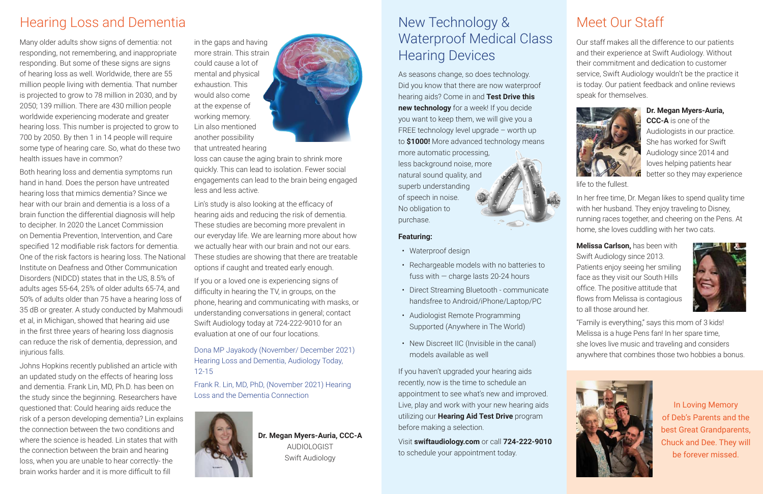# Hearing Loss and Dementia

Many older adults show signs of dementia: not responding, not remembering, and inappropriate responding. But some of these signs are signs of hearing loss as well. Worldwide, there are 55 million people living with dementia. That number is projected to grow to 78 million in 2030, and by 2050; 139 million. There are 430 million people worldwide experiencing moderate and greater hearing loss. This number is projected to grow to 700 by 2050. By then 1 in 14 people will require some type of hearing care. So, what do these two health issues have in common?

Both hearing loss and dementia symptoms run hand in hand. Does the person have untreated hearing loss that mimics dementia? Since we hear with our brain and dementia is a loss of a brain function the differential diagnosis will help to decipher. In 2020 the Lancet Commission on Dementia Prevention, Intervention, and Care specified 12 modifiable risk factors for dementia. One of the risk factors is hearing loss. The National Institute on Deafness and Other Communication Disorders (NIDCD) states that in the US, 8.5% of adults ages 55-64, 25% of older adults 65-74, and 50% of adults older than 75 have a hearing loss of 35 dB or greater. A study conducted by Mahmoudi et al, in Michigan, showed that hearing aid use in the first three years of hearing loss diagnosis can reduce the risk of dementia, depression, and injurious falls.

Johns Hopkins recently published an article with an updated study on the effects of hearing loss and dementia. Frank Lin, MD, Ph.D. has been on the study since the beginning. Researchers have questioned that: Could hearing aids reduce the risk of a person developing dementia? Lin explains the connection between the two conditions and where the science is headed. Lin states that with the connection between the brain and hearing loss, when you are unable to hear correctly- the brain works harder and it is more difficult to fill in the gaps and having more strain. This strain could cause a lot of mental and physical exhaustion. This would also come at the expense of working memory. Lin also mentioned another possibility that untreated hearing loss can cause the aging brain to shrink more quickly. This can lead to isolation. Fewer social engagements can lead to the brain being engaged less and less active.

Lin's study is also looking at the efficacy of hearing aids and reducing the risk of dementia. These studies are becoming more prevalent in our everyday life. We are learning more about how we actually hear with our brain and not our ears. These studies are showing that there are treatable options if caught and treated early enough.

If you or a loved one is experiencing signs of difficulty in hearing the TV, in groups, on the phone, hearing and communicating with masks, or understanding conversations in general; contact Swift Audiology today at 724-222-9010 for an evaluation at one of our four locations.

Dona MP Jayakody (November/ December 2021) Hearing Loss and Dementia, Audiology Today, 12-15

Frank R. Lin, MD, PhD, (November 2021) Hearing Loss and the Dementia Connection

**Dr. Megan Myers-Auria, CCC-A**
AUDIOLOGIST
Swift Audiology

# New Technology & Waterproof Medical Class Hearing Devices

As seasons change, so does technology. Did you know that there are now waterproof hearing aids? Come in and **Test Drive this new technology** for a week! If you decide you want to keep them, we will give you a FREE technology level upgrade – worth up to **$1000!** More advanced technology means more automatic processing, less background noise, more natural sound quality, and superb understanding of speech in noise. No obligation to purchase.

**Featuring:**

- Waterproof design
- Rechargeable models with no batteries to fuss with — charge lasts 20-24 hours
- Direct Streaming Bluetooth - communicate handsfree to Android/iPhone/Laptop/PC
- Audiologist Remote Programming Supported (Anywhere in The World)
- New Discreet IIC (Invisible in the canal) models available as well

If you haven't upgraded your hearing aids recently, now is the time to schedule an appointment to see what's new and improved. Live, play and work with your new hearing aids utilizing our **Hearing Aid Test Drive** program before making a selection.

Visit **swiftaudiology.com** or call **724-222-9010** to schedule your appointment today.

# Meet Our Staff

Our staff makes all the difference to our patients and their experience at Swift Audiology. Without their commitment and dedication to customer service, Swift Audiology wouldn't be the practice it is today. Our patient feedback and online reviews speak for themselves.

**Dr. Megan Myers-Auria, CCC-A** is one of the Audiologists in our practice. She has worked for Swift Audiology since 2014 and loves helping patients hear better so they may experience life to the fullest.

In her free time, Dr. Megan likes to spend quality time with her husband. They enjoy traveling to Disney, running races together, and cheering on the Pens. At home, she loves cuddling with her two cats.

**Melissa Carlson,** has been with Swift Audiology since 2013. Patients enjoy seeing her smiling face as they visit our South Hills office. The positive attitude that flows from Melissa is contagious to all those around her.

"Family is everything," says this mom of 3 kids! Melissa is a huge Pens fan! In her spare time, she loves live music and traveling and considers anywhere that combines those two hobbies a bonus.

In Loving Memory of Deb's Parents and the best Great Grandparents, Chuck and Dee. They will be forever missed.